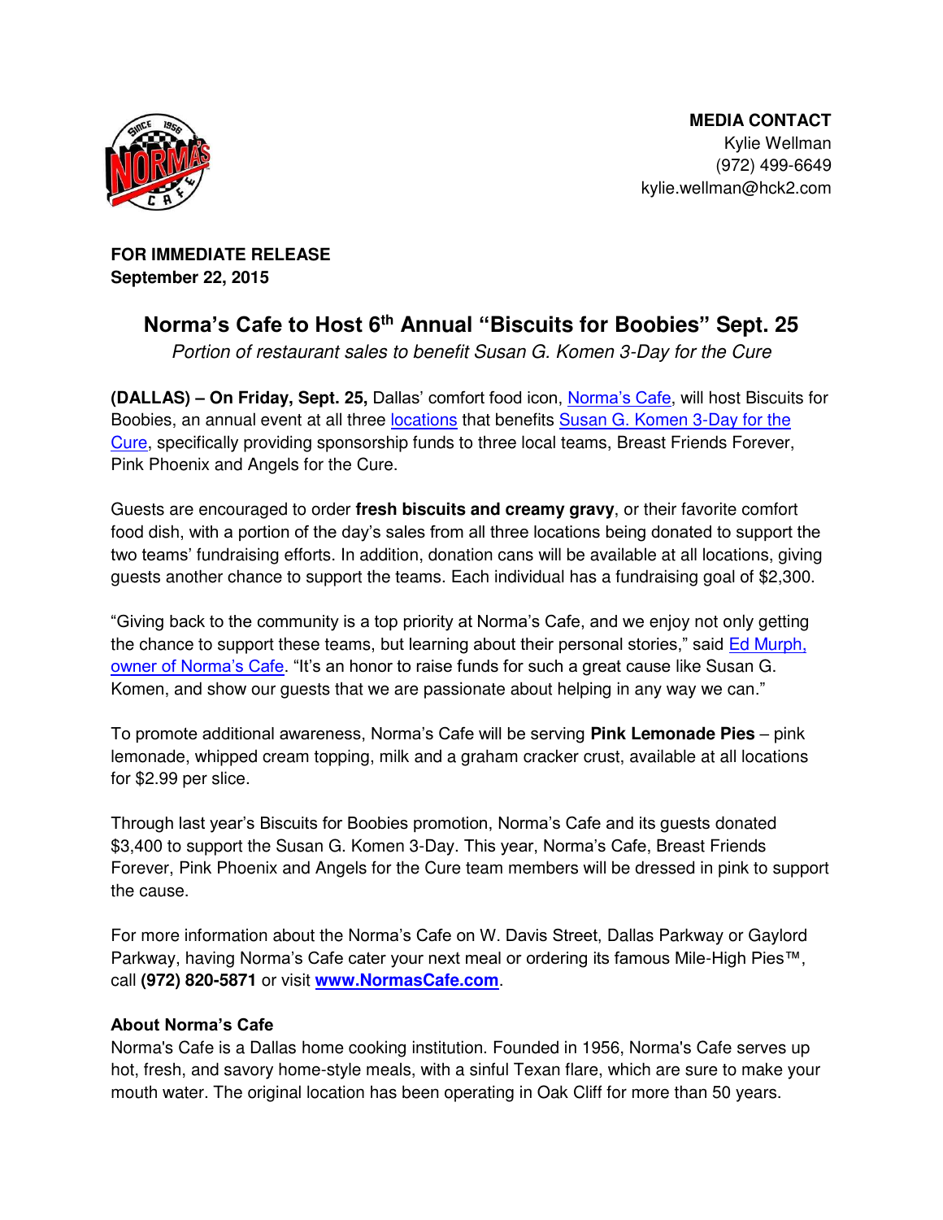**MEDIA CONTACT**
Kylie Wellman
(972) 499-6649
kylie.wellman@hck2.com

**FOR IMMEDIATE RELEASE**
**September 22, 2015**

## Norma's Cafe to Host 6th Annual "Biscuits for Boobies" Sept. 25

*Portion of restaurant sales to benefit Susan G. Komen 3-Day for the Cure*

**(DALLAS) – On Friday, Sept. 25,** Dallas' comfort food icon, Norma's Cafe, will host Biscuits for Boobies, an annual event at all three locations that benefits Susan G. Komen 3-Day for the Cure, specifically providing sponsorship funds to three local teams, Breast Friends Forever, Pink Phoenix and Angels for the Cure.

Guests are encouraged to order **fresh biscuits and creamy gravy**, or their favorite comfort food dish, with a portion of the day's sales from all three locations being donated to support the two teams' fundraising efforts. In addition, donation cans will be available at all locations, giving guests another chance to support the teams. Each individual has a fundraising goal of $2,300.

"Giving back to the community is a top priority at Norma's Cafe, and we enjoy not only getting the chance to support these teams, but learning about their personal stories," said Ed Murph, owner of Norma's Cafe. "It's an honor to raise funds for such a great cause like Susan G. Komen, and show our guests that we are passionate about helping in any way we can."

To promote additional awareness, Norma's Cafe will be serving **Pink Lemonade Pies** – pink lemonade, whipped cream topping, milk and a graham cracker crust, available at all locations for $2.99 per slice.

Through last year's Biscuits for Boobies promotion, Norma's Cafe and its guests donated $3,400 to support the Susan G. Komen 3-Day. This year, Norma's Cafe, Breast Friends Forever, Pink Phoenix and Angels for the Cure team members will be dressed in pink to support the cause.

For more information about the Norma's Cafe on W. Davis Street, Dallas Parkway or Gaylord Parkway, having Norma's Cafe cater your next meal or ordering its famous Mile-High Pies™, call **(972) 820-5871** or visit **www.NormasCafe.com**.

### About Norma's Cafe

Norma's Cafe is a Dallas home cooking institution. Founded in 1956, Norma's Cafe serves up hot, fresh, and savory home-style meals, with a sinful Texan flare, which are sure to make your mouth water. The original location has been operating in Oak Cliff for more than 50 years.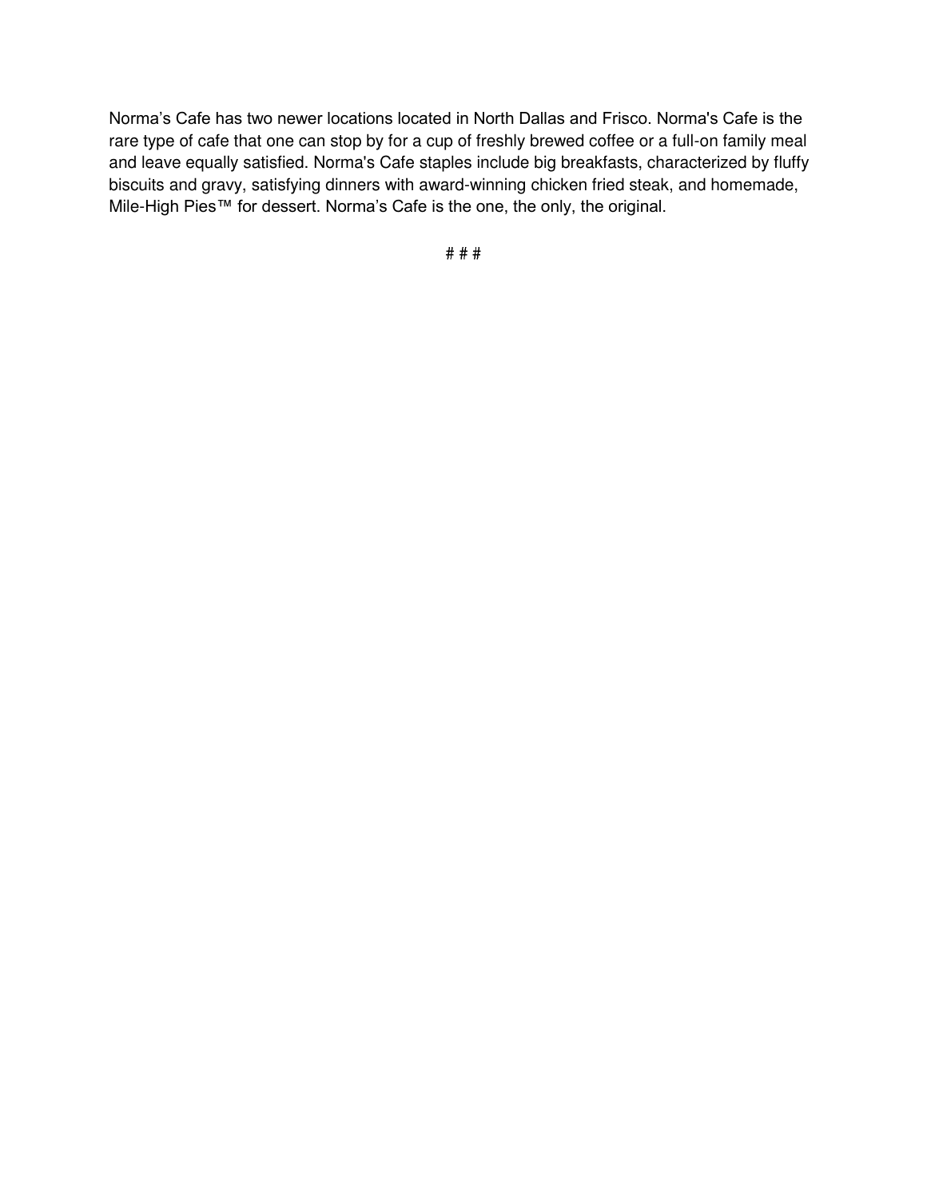Norma’s Cafe has two newer locations located in North Dallas and Frisco. Norma's Cafe is the rare type of cafe that one can stop by for a cup of freshly brewed coffee or a full-on family meal and leave equally satisfied. Norma's Cafe staples include big breakfasts, characterized by fluffy biscuits and gravy, satisfying dinners with award-winning chicken fried steak, and homemade, Mile-High Pies™ for dessert. Norma’s Cafe is the one, the only, the original.

# # #